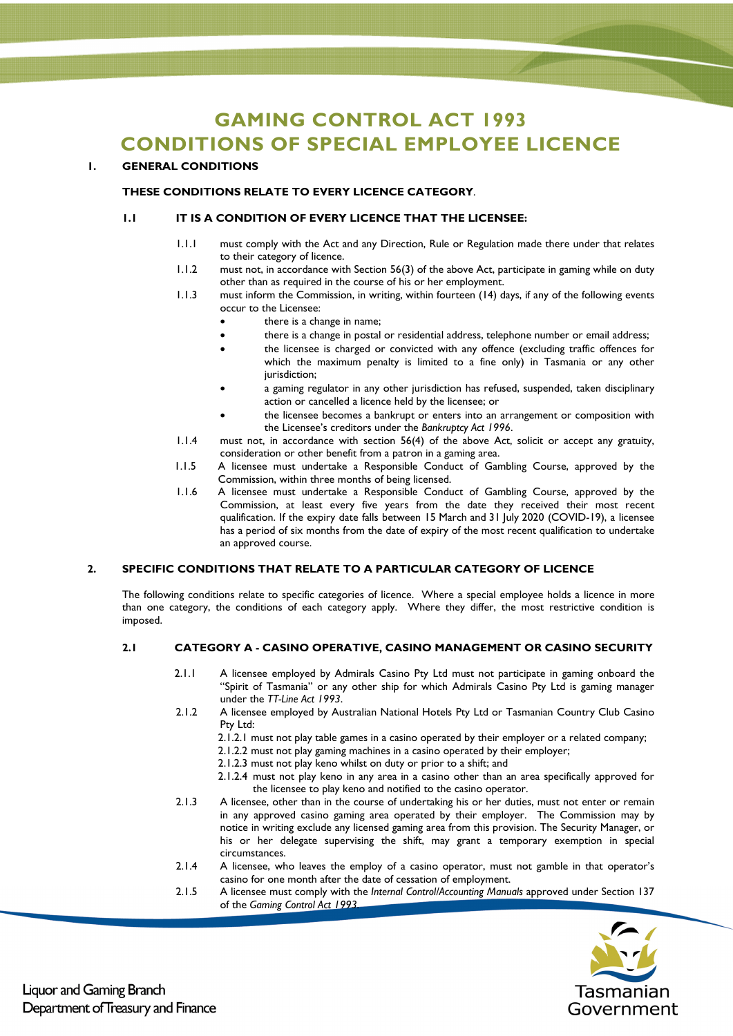# GAMING CONTROL ACT 1993
# CONDITIONS OF SPECIAL EMPLOYEE LICENCE

## 1. GENERAL CONDITIONS

**THESE CONDITIONS RELATE TO EVERY LICENCE CATEGORY**.

### 1.1 IT IS A CONDITION OF EVERY LICENCE THAT THE LICENSEE:

1.1.1 must comply with the Act and any Direction, Rule or Regulation made there under that relates to their category of licence.

1.1.2 must not, in accordance with Section 56(3) of the above Act, participate in gaming while on duty other than as required in the course of his or her employment.

1.1.3 must inform the Commission, in writing, within fourteen (14) days, if any of the following events occur to the Licensee:

- there is a change in name;
- there is a change in postal or residential address, telephone number or email address;
- the licensee is charged or convicted with any offence (excluding traffic offences for which the maximum penalty is limited to a fine only) in Tasmania or any other jurisdiction;
- a gaming regulator in any other jurisdiction has refused, suspended, taken disciplinary action or cancelled a licence held by the licensee; or
- the licensee becomes a bankrupt or enters into an arrangement or composition with the Licensee's creditors under the *Bankruptcy Act 1996*.

1.1.4 must not, in accordance with section 56(4) of the above Act, solicit or accept any gratuity, consideration or other benefit from a patron in a gaming area.

1.1.5 A licensee must undertake a Responsible Conduct of Gambling Course, approved by the Commission, within three months of being licensed.

1.1.6 A licensee must undertake a Responsible Conduct of Gambling Course, approved by the Commission, at least every five years from the date they received their most recent qualification. If the expiry date falls between 15 March and 31 July 2020 (COVID-19), a licensee has a period of six months from the date of expiry of the most recent qualification to undertake an approved course.

## 2. SPECIFIC CONDITIONS THAT RELATE TO A PARTICULAR CATEGORY OF LICENCE

The following conditions relate to specific categories of licence. Where a special employee holds a licence in more than one category, the conditions of each category apply. Where they differ, the most restrictive condition is imposed.

### 2.1 CATEGORY A - CASINO OPERATIVE, CASINO MANAGEMENT OR CASINO SECURITY

2.1.1 A licensee employed by Admirals Casino Pty Ltd must not participate in gaming onboard the "Spirit of Tasmania" or any other ship for which Admirals Casino Pty Ltd is gaming manager under the *TT-Line Act 1993*.

2.1.2 A licensee employed by Australian National Hotels Pty Ltd or Tasmanian Country Club Casino Pty Ltd:

- 2.1.2.1 must not play table games in a casino operated by their employer or a related company;
- 2.1.2.2 must not play gaming machines in a casino operated by their employer;
- 2.1.2.3 must not play keno whilst on duty or prior to a shift; and
- 2.1.2.4 must not play keno in any area in a casino other than an area specifically approved for the licensee to play keno and notified to the casino operator.

2.1.3 A licensee, other than in the course of undertaking his or her duties, must not enter or remain in any approved casino gaming area operated by their employer. The Commission may by notice in writing exclude any licensed gaming area from this provision. The Security Manager, or his or her delegate supervising the shift, may grant a temporary exemption in special circumstances.

2.1.4 A licensee, who leaves the employ of a casino operator, must not gamble in that operator's casino for one month after the date of cessation of employment.

2.1.5 A licensee must comply with the *Internal Control/Accounting Manuals* approved under Section 137 of the *Gaming Control Act 1993*.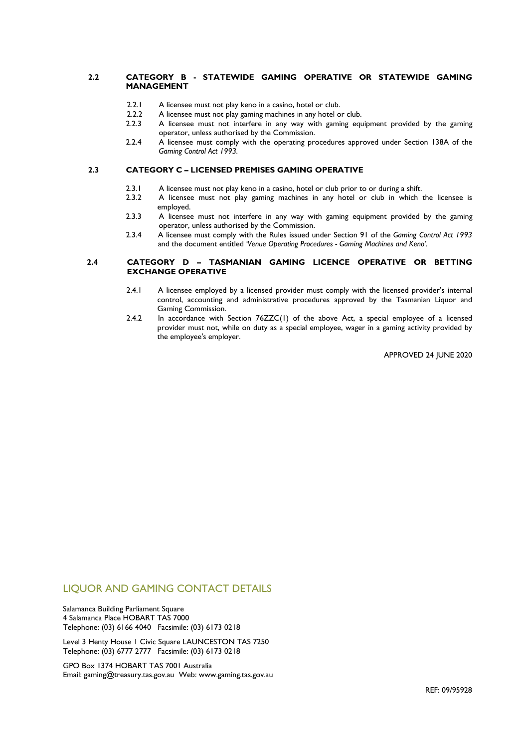### 2.2 CATEGORY B - STATEWIDE GAMING OPERATIVE OR STATEWIDE GAMING MANAGEMENT

2.2.1 A licensee must not play keno in a casino, hotel or club.

2.2.2 A licensee must not play gaming machines in any hotel or club.

2.2.3 A licensee must not interfere in any way with gaming equipment provided by the gaming operator, unless authorised by the Commission.

2.2.4 A licensee must comply with the operating procedures approved under Section 138A of the *Gaming Control Act 1993*.

### 2.3 CATEGORY C – LICENSED PREMISES GAMING OPERATIVE

2.3.1 A licensee must not play keno in a casino, hotel or club prior to or during a shift.

2.3.2 A licensee must not play gaming machines in any hotel or club in which the licensee is employed.

2.3.3 A licensee must not interfere in any way with gaming equipment provided by the gaming operator, unless authorised by the Commission.

2.3.4 A licensee must comply with the Rules issued under Section 91 of the *Gaming Control Act 1993* and the document entitled *'Venue Operating Procedures - Gaming Machines and Keno'*.

### 2.4 CATEGORY D – TASMANIAN GAMING LICENCE OPERATIVE OR BETTING EXCHANGE OPERATIVE

2.4.1 A licensee employed by a licensed provider must comply with the licensed provider's internal control, accounting and administrative procedures approved by the Tasmanian Liquor and Gaming Commission.

2.4.2 In accordance with Section 76ZZC(1) of the above Act, a special employee of a licensed provider must not, while on duty as a special employee, wager in a gaming activity provided by the employee's employer.

APPROVED 24 JUNE 2020

## LIQUOR AND GAMING CONTACT DETAILS

Salamanca Building Parliament Square
4 Salamanca Place HOBART TAS 7000
Telephone: (03) 6166 4040 Facsimile: (03) 6173 0218

Level 3 Henty House 1 Civic Square LAUNCESTON TAS 7250
Telephone: (03) 6777 2777 Facsimile: (03) 6173 0218

GPO Box 1374 HOBART TAS 7001 Australia
Email: gaming@treasury.tas.gov.au Web: www.gaming.tas.gov.au

REF: 09/95928